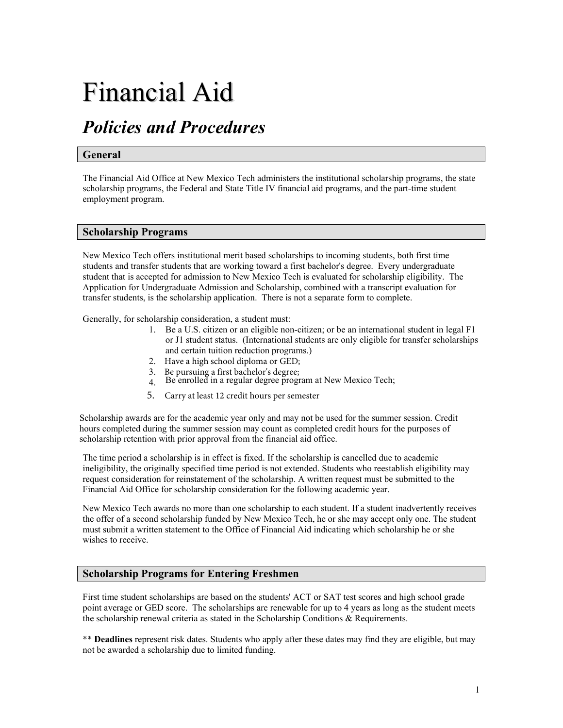# Financial Aid

## *Policies and Procedures*

### General

The Financial Aid Office at New Mexico Tech administers the institutional scholarship programs, the state scholarship programs, the Federal and State Title IV financial aid programs, and the part-time student employment program.

### Scholarship Programs

New Mexico Tech offers institutional merit based scholarships to incoming students, both first time students and transfer students that are working toward a first bachelor's degree. Every undergraduate student that is accepted for admission to New Mexico Tech is evaluated for scholarship eligibility. The Application for Undergraduate Admission and Scholarship, combined with a transcript evaluation for transfer students, is the scholarship application. There is not a separate form to complete.

Generally, for scholarship consideration, a student must:

1. Be a U.S. citizen or an eligible non-citizen; or be an international student in legal F1 or J1 student status. (International students are only eligible for transfer scholarships and certain tuition reduction programs.)
2. Have a high school diploma or GED;
3. Be pursuing a first bachelor's degree;
4. Be enrolled in a regular degree program at New Mexico Tech;
5. Carry at least 12 credit hours per semester

Scholarship awards are for the academic year only and may not be used for the summer session. Credit hours completed during the summer session may count as completed credit hours for the purposes of scholarship retention with prior approval from the financial aid office.

The time period a scholarship is in effect is fixed. If the scholarship is cancelled due to academic ineligibility, the originally specified time period is not extended. Students who reestablish eligibility may request consideration for reinstatement of the scholarship. A written request must be submitted to the Financial Aid Office for scholarship consideration for the following academic year.

New Mexico Tech awards no more than one scholarship to each student. If a student inadvertently receives the offer of a second scholarship funded by New Mexico Tech, he or she may accept only one. The student must submit a written statement to the Office of Financial Aid indicating which scholarship he or she wishes to receive.

### Scholarship Programs for Entering Freshmen

First time student scholarships are based on the students' ACT or SAT test scores and high school grade point average or GED score. The scholarships are renewable for up to 4 years as long as the student meets the scholarship renewal criteria as stated in the Scholarship Conditions & Requirements.

** **Deadlines** represent risk dates. Students who apply after these dates may find they are eligible, but may not be awarded a scholarship due to limited funding.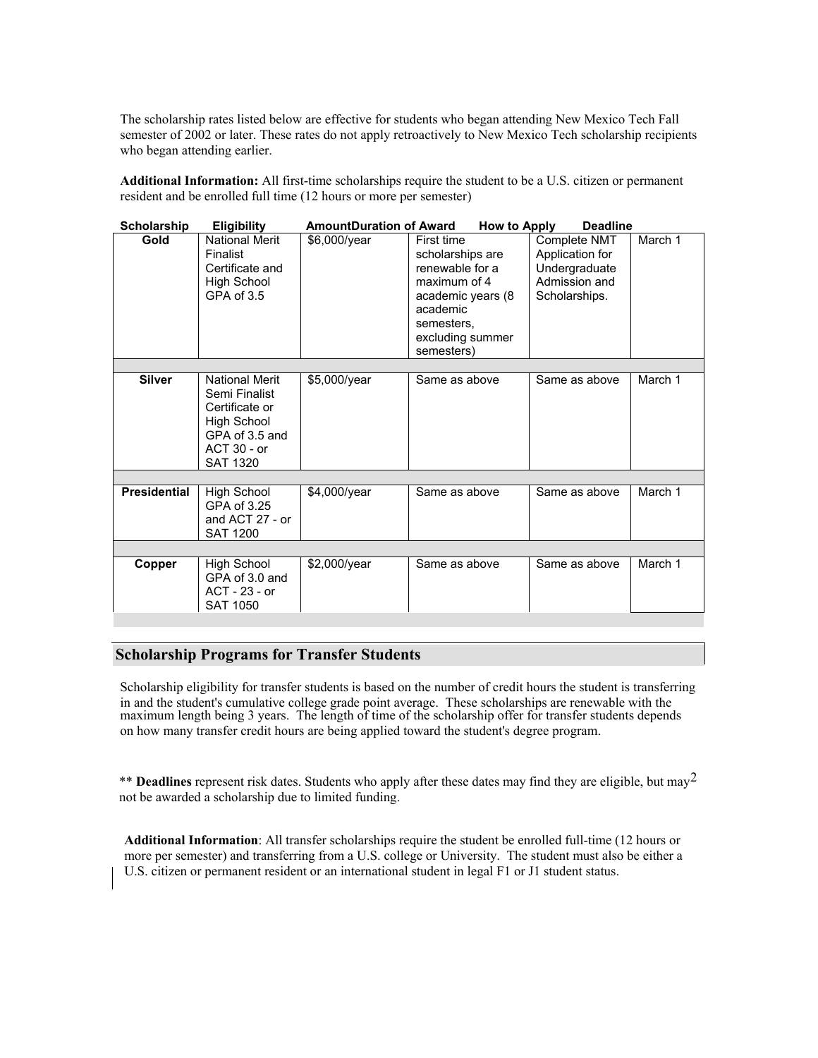The scholarship rates listed below are effective for students who began attending New Mexico Tech Fall semester of 2002 or later. These rates do not apply retroactively to New Mexico Tech scholarship recipients who began attending earlier.

**Additional Information:** All first-time scholarships require the student to be a U.S. citizen or permanent resident and be enrolled full time (12 hours or more per semester)

| Scholarship | Eligibility | Amount | Duration of Award | How to Apply | Deadline |
|---|---|---|---|---|---|
| **Gold** | National Merit Finalist Certificate and High School GPA of 3.5 | $6,000/year | First time scholarships are renewable for a maximum of 4 academic years (8 academic semesters, excluding summer semesters) | Complete NMT Application for Undergraduate Admission and Scholarships. | March 1 |
| **Silver** | National Merit Semi Finalist Certificate or High School GPA of 3.5 and ACT 30 - or SAT 1320 | $5,000/year | Same as above | Same as above | March 1 |
| **Presidential** | High School GPA of 3.25 and ACT 27 - or SAT 1200 | $4,000/year | Same as above | Same as above | March 1 |
| **Copper** | High School GPA of 3.0 and ACT - 23 - or SAT 1050 | $2,000/year | Same as above | Same as above | March 1 |

## Scholarship Programs for Transfer Students

Scholarship eligibility for transfer students is based on the number of credit hours the student is transferring in and the student's cumulative college grade point average. These scholarships are renewable with the maximum length being 3 years. The length of time of the scholarship offer for transfer students depends on how many transfer credit hours are being applied toward the student's degree program.

** **Deadlines** represent risk dates. Students who apply after these dates may find they are eligible, but may not be awarded a scholarship due to limited funding.

**Additional Information**: All transfer scholarships require the student be enrolled full-time (12 hours or more per semester) and transferring from a U.S. college or University. The student must also be either a U.S. citizen or permanent resident or an international student in legal F1 or J1 student status.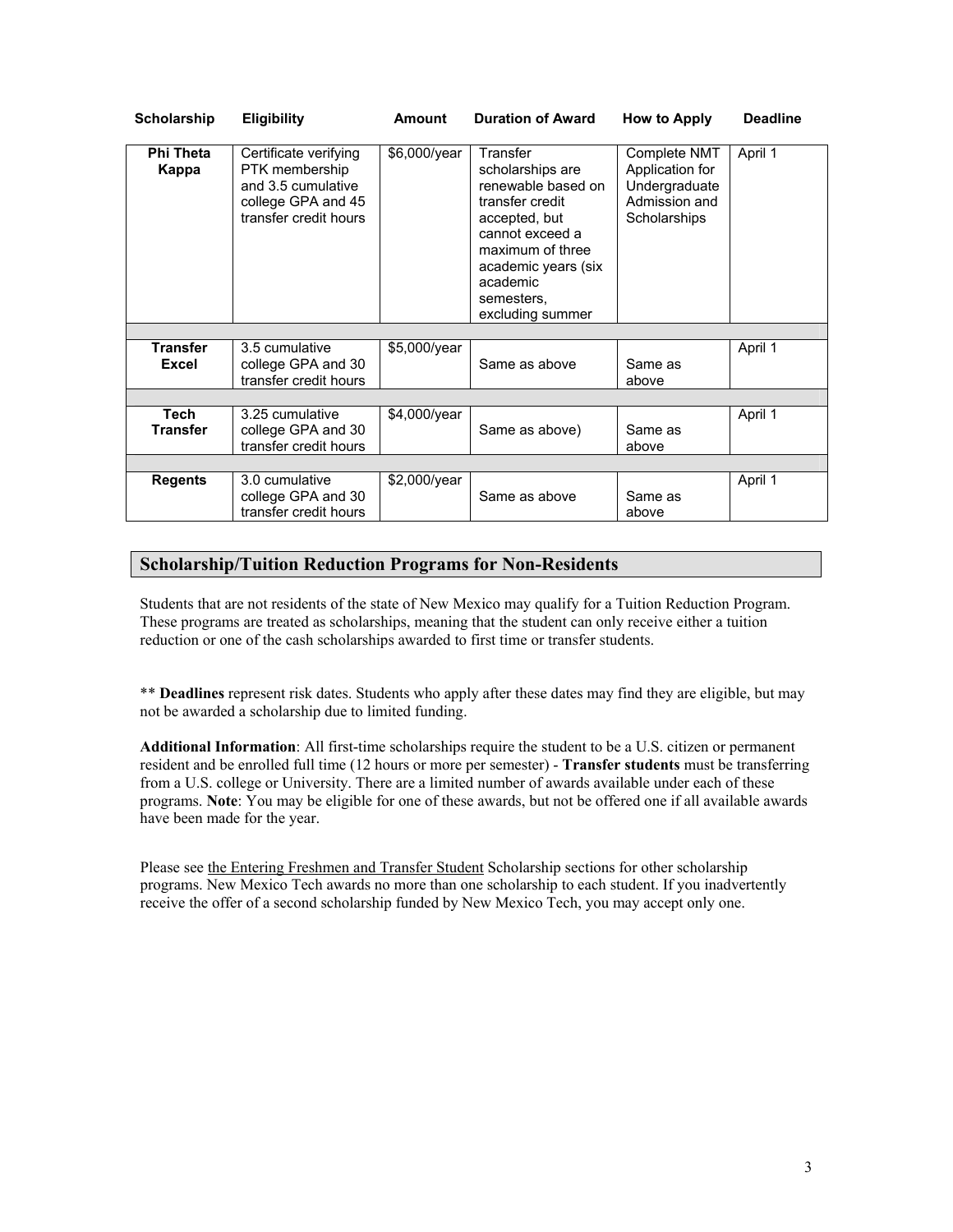| Scholarship | Eligibility | Amount | Duration of Award | How to Apply | Deadline |
|---|---|---|---|---|---|
| **Phi Theta Kappa** | Certificate verifying PTK membership and 3.5 cumulative college GPA and 45 transfer credit hours | $6,000/year | Transfer scholarships are renewable based on transfer credit accepted, but cannot exceed a maximum of three academic years (six academic semesters, excluding summer | Complete NMT Application for Undergraduate Admission and Scholarships | April 1 |
| **Transfer Excel** | 3.5 cumulative college GPA and 30 transfer credit hours | $5,000/year | Same as above | Same as above | April 1 |
| **Tech Transfer** | 3.25 cumulative college GPA and 30 transfer credit hours | $4,000/year | Same as above) | Same as above | April 1 |
| **Regents** | 3.0 cumulative college GPA and 30 transfer credit hours | $2,000/year | Same as above | Same as above | April 1 |

## Scholarship/Tuition Reduction Programs for Non-Residents

Students that are not residents of the state of New Mexico may qualify for a Tuition Reduction Program. These programs are treated as scholarships, meaning that the student can only receive either a tuition reduction or one of the cash scholarships awarded to first time or transfer students.

** **Deadlines** represent risk dates. Students who apply after these dates may find they are eligible, but may not be awarded a scholarship due to limited funding.

**Additional Information**: All first-time scholarships require the student to be a U.S. citizen or permanent resident and be enrolled full time (12 hours or more per semester) - **Transfer students** must be transferring from a U.S. college or University. There are a limited number of awards available under each of these programs. **Note**: You may be eligible for one of these awards, but not be offered one if all available awards have been made for the year.

Please see the Entering Freshmen and Transfer Student Scholarship sections for other scholarship programs. New Mexico Tech awards no more than one scholarship to each student. If you inadvertently receive the offer of a second scholarship funded by New Mexico Tech, you may accept only one.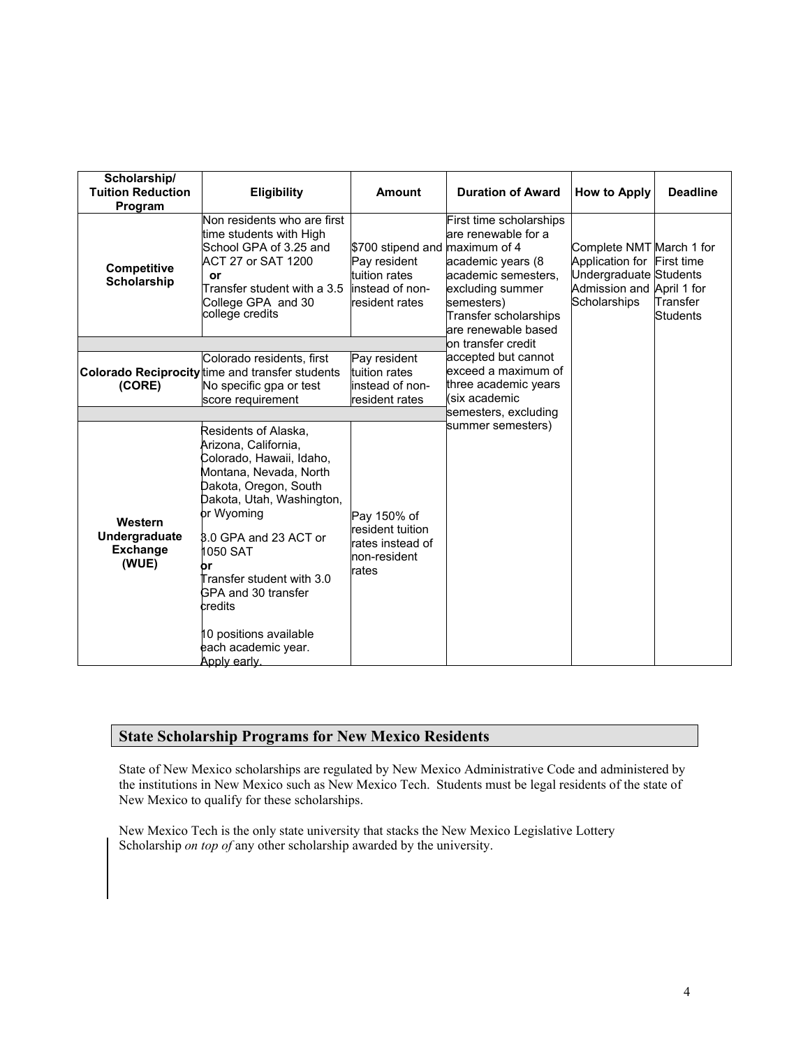| Scholarship/ Tuition Reduction Program | Eligibility | Amount | Duration of Award | How to Apply | Deadline |
|---|---|---|---|---|---|
| **Competitive Scholarship** | Non residents who are first time students with High School GPA of 3.25 and ACT 27 or SAT 1200 **or** Transfer student with a 3.5 College GPA and 30 college credits | $700 stipend and Pay resident tuition rates instead of non-resident rates | First time scholarships are renewable for a maximum of 4 academic years (8 academic semesters, excluding summer semesters) Transfer scholarships are renewable based on transfer credit accepted but cannot exceed a maximum of three academic years (six academic semesters, excluding summer semesters) | Complete NMT Application for Undergraduate Admission and Scholarships | March 1 for First time Students April 1 for Transfer Students |
| **Colorado Reciprocity (CORE)** | Colorado residents, first time and transfer students No specific gpa or test score requirement | Pay resident tuition rates instead of non-resident rates | | | |
| **Western Undergraduate Exchange (WUE)** | Residents of Alaska, Arizona, California, Colorado, Hawaii, Idaho, Montana, Nevada, North Dakota, Oregon, South Dakota, Utah, Washington, or Wyoming 3.0 GPA and 23 ACT or 1050 SAT **or** Transfer student with 3.0 GPA and 30 transfer credits 10 positions available each academic year. Apply early. | Pay 150% of resident tuition rates instead of non-resident rates | | | |

## State Scholarship Programs for New Mexico Residents

State of New Mexico scholarships are regulated by New Mexico Administrative Code and administered by the institutions in New Mexico such as New Mexico Tech. Students must be legal residents of the state of New Mexico to qualify for these scholarships.

New Mexico Tech is the only state university that stacks the New Mexico Legislative Lottery Scholarship *on top of* any other scholarship awarded by the university.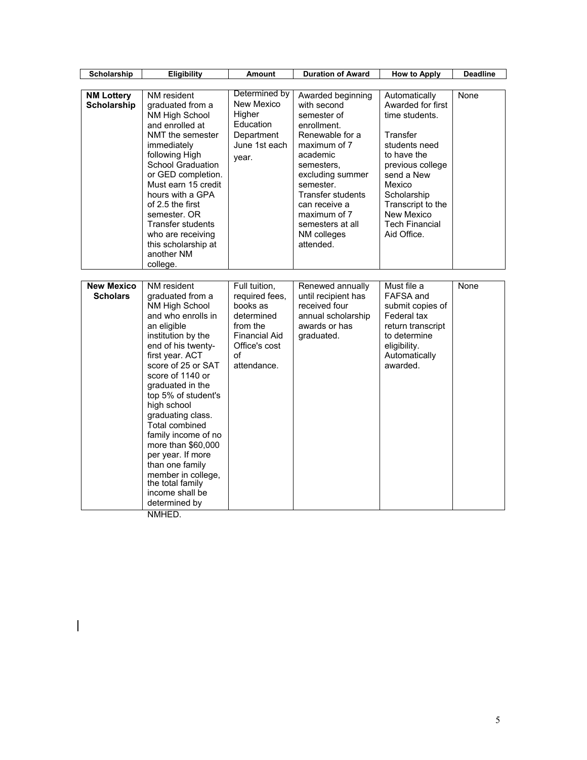| Scholarship | Eligibility | Amount | Duration of Award | How to Apply | Deadline |
|---|---|---|---|---|---|
| **NM Lottery Scholarship** | NM resident graduated from a NM High School and enrolled at NMT the semester immediately following High School Graduation or GED completion. Must earn 15 credit hours with a GPA of 2.5 the first semester. OR Transfer students who are receiving this scholarship at another NM college. | Determined by New Mexico Higher Education Department June 1st each year. | Awarded beginning with second semester of enrollment. Renewable for a maximum of 7 academic semesters, excluding summer semester. Transfer students can receive a maximum of 7 semesters at all NM colleges attended. | Automatically Awarded for first time students. Transfer students need to have the previous college send a New Mexico Scholarship Transcript to the New Mexico Tech Financial Aid Office. | None |
| **New Mexico Scholars** | NM resident graduated from a NM High School and who enrolls in an eligible institution by the end of his twenty-first year. ACT score of 25 or SAT score of 1140 or graduated in the top 5% of student's high school graduating class. Total combined family income of no more than $60,000 per year. If more than one family member in college, the total family income shall be determined by NMHED. | Full tuition, required fees, books as determined from the Financial Aid Office's cost of attendance. | Renewed annually until recipient has received four annual scholarship awards or has graduated. | Must file a FAFSA and submit copies of Federal tax return transcript to determine eligibility. Automatically awarded. | None |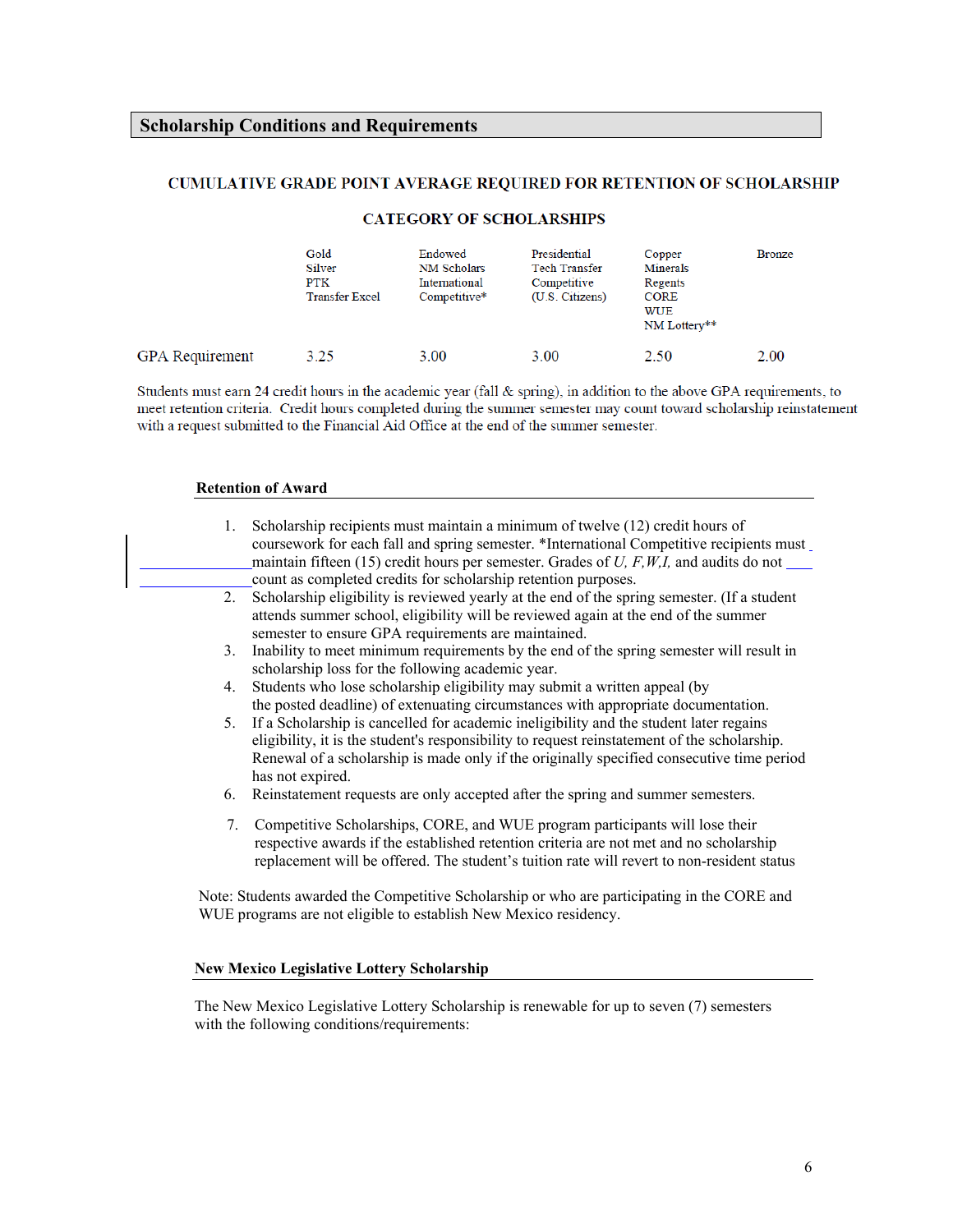## Scholarship Conditions and Requirements

### CUMULATIVE GRADE POINT AVERAGE REQUIRED FOR RETENTION OF SCHOLARSHIP

#### CATEGORY OF SCHOLARSHIPS

| | Gold<br>Silver<br>PTK<br>Transfer Excel | Endowed<br>NM Scholars<br>International<br>Competitive* | Presidential<br>Tech Transfer<br>Competitive<br>(U.S. Citizens) | Copper<br>Minerals<br>Regents<br>CORE<br>WUE<br>NM Lottery** | Bronze |
|---|---|---|---|---|---|
| GPA Requirement | 3.25 | 3.00 | 3.00 | 2.50 | 2.00 |

Students must earn 24 credit hours in the academic year (fall & spring), in addition to the above GPA requirements, to meet retention criteria. Credit hours completed during the summer semester may count toward scholarship reinstatement with a request submitted to the Financial Aid Office at the end of the summer semester.

### Retention of Award

1. Scholarship recipients must maintain a minimum of twelve (12) credit hours of coursework for each fall and spring semester. *International Competitive recipients must maintain fifteen (15) credit hours per semester. Grades of *U, F,W,I,* and audits do not count as completed credits for scholarship retention purposes.
2. Scholarship eligibility is reviewed yearly at the end of the spring semester. (If a student attends summer school, eligibility will be reviewed again at the end of the summer semester to ensure GPA requirements are maintained.
3. Inability to meet minimum requirements by the end of the spring semester will result in scholarship loss for the following academic year.
4. Students who lose scholarship eligibility may submit a written appeal (by the posted deadline) of extenuating circumstances with appropriate documentation.
5. If a Scholarship is cancelled for academic ineligibility and the student later regains eligibility, it is the student's responsibility to request reinstatement of the scholarship. Renewal of a scholarship is made only if the originally specified consecutive time period has not expired.
6. Reinstatement requests are only accepted after the spring and summer semesters.
7. Competitive Scholarships, CORE, and WUE program participants will lose their respective awards if the established retention criteria are not met and no scholarship replacement will be offered. The student's tuition rate will revert to non-resident status

Note: Students awarded the Competitive Scholarship or who are participating in the CORE and WUE programs are not eligible to establish New Mexico residency.

### New Mexico Legislative Lottery Scholarship

The New Mexico Legislative Lottery Scholarship is renewable for up to seven (7) semesters with the following conditions/requirements: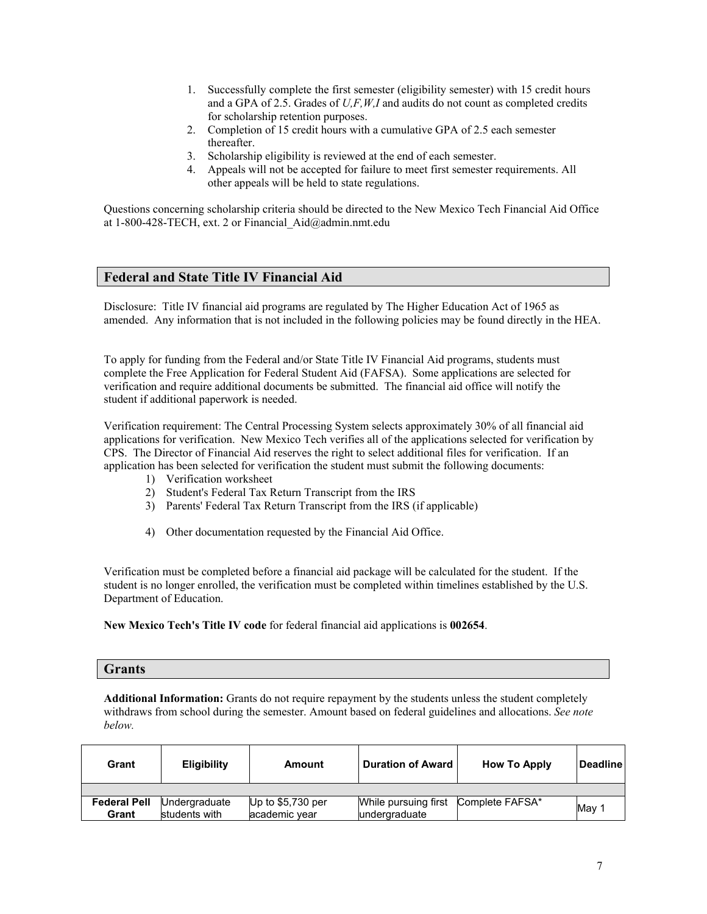1. Successfully complete the first semester (eligibility semester) with 15 credit hours and a GPA of 2.5. Grades of *U,F,W,I* and audits do not count as completed credits for scholarship retention purposes.
2. Completion of 15 credit hours with a cumulative GPA of 2.5 each semester thereafter.
3. Scholarship eligibility is reviewed at the end of each semester.
4. Appeals will not be accepted for failure to meet first semester requirements. All other appeals will be held to state regulations.

Questions concerning scholarship criteria should be directed to the New Mexico Tech Financial Aid Office at 1-800-428-TECH, ext. 2 or Financial_Aid@admin.nmt.edu

## Federal and State Title IV Financial Aid

Disclosure: Title IV financial aid programs are regulated by The Higher Education Act of 1965 as amended. Any information that is not included in the following policies may be found directly in the HEA.

To apply for funding from the Federal and/or State Title IV Financial Aid programs, students must complete the Free Application for Federal Student Aid (FAFSA). Some applications are selected for verification and require additional documents be submitted. The financial aid office will notify the student if additional paperwork is needed.

Verification requirement: The Central Processing System selects approximately 30% of all financial aid applications for verification. New Mexico Tech verifies all of the applications selected for verification by CPS. The Director of Financial Aid reserves the right to select additional files for verification. If an application has been selected for verification the student must submit the following documents:

1) Verification worksheet
2) Student's Federal Tax Return Transcript from the IRS
3) Parents' Federal Tax Return Transcript from the IRS (if applicable)
4) Other documentation requested by the Financial Aid Office.

Verification must be completed before a financial aid package will be calculated for the student. If the student is no longer enrolled, the verification must be completed within timelines established by the U.S. Department of Education.

**New Mexico Tech's Title IV code** for federal financial aid applications is **002654**.

## Grants

**Additional Information:** Grants do not require repayment by the students unless the student completely withdraws from school during the semester. Amount based on federal guidelines and allocations. *See note below.*

| Grant | Eligibility | Amount | Duration of Award | How To Apply | Deadline |
|---|---|---|---|---|---|
| | | | | | |
| **Federal Pell Grant** | Undergraduate students with | Up to $5,730 per academic year | While pursuing first undergraduate | Complete FAFSA* | May 1 |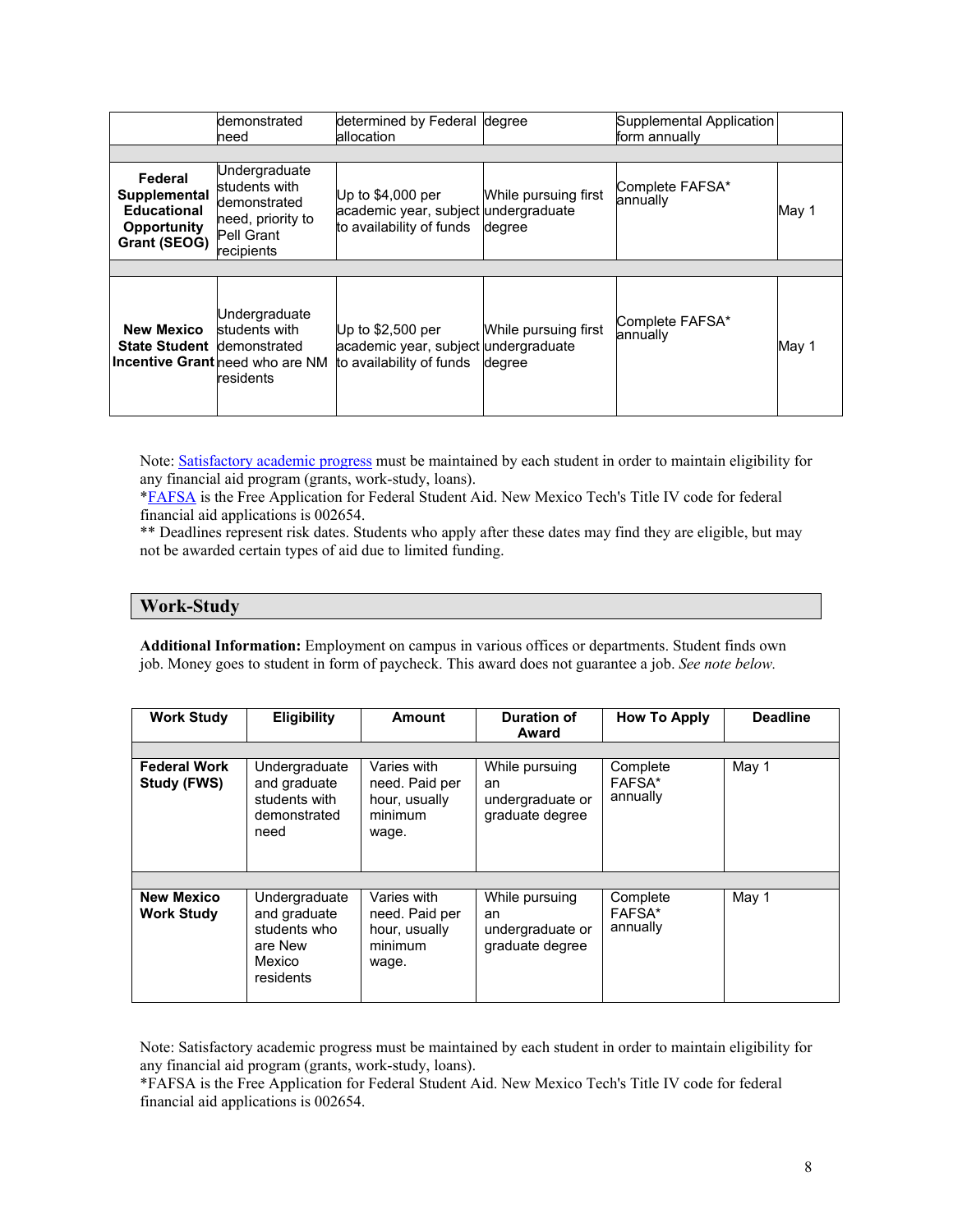| | | | | | |
|---|---|---|---|---|---|
| | demonstrated need | determined by Federal allocation | degree | Supplemental Application form annually | |
| | | | | | |
| **Federal Supplemental Educational Opportunity Grant (SEOG)** | Undergraduate students with demonstrated need, priority to Pell Grant recipients | Up to $4,000 per academic year, subject to availability of funds | While pursuing first undergraduate degree | Complete FAFSA* annually | May 1 |
| | | | | | |
| **New Mexico State Student Incentive Grant** | Undergraduate students with demonstrated need who are NM residents | Up to $2,500 per academic year, subject to availability of funds | While pursuing first undergraduate degree | Complete FAFSA* annually | May 1 |

Note: Satisfactory academic progress must be maintained by each student in order to maintain eligibility for any financial aid program (grants, work-study, loans).
*FAFSA is the Free Application for Federal Student Aid. New Mexico Tech's Title IV code for federal financial aid applications is 002654.
** Deadlines represent risk dates. Students who apply after these dates may find they are eligible, but may not be awarded certain types of aid due to limited funding.

## Work-Study

**Additional Information:** Employment on campus in various offices or departments. Student finds own job. Money goes to student in form of paycheck. This award does not guarantee a job. *See note below.*

| Work Study | Eligibility | Amount | Duration of Award | How To Apply | Deadline |
|---|---|---|---|---|---|
| | | | | | |
| **Federal Work Study (FWS)** | Undergraduate and graduate students with demonstrated need | Varies with need. Paid per hour, usually minimum wage. | While pursuing an undergraduate or graduate degree | Complete FAFSA* annually | May 1 |
| | | | | | |
| **New Mexico Work Study** | Undergraduate and graduate students who are New Mexico residents | Varies with need. Paid per hour, usually minimum wage. | While pursuing an undergraduate or graduate degree | Complete FAFSA* annually | May 1 |

Note: Satisfactory academic progress must be maintained by each student in order to maintain eligibility for any financial aid program (grants, work-study, loans).
*FAFSA is the Free Application for Federal Student Aid. New Mexico Tech's Title IV code for federal financial aid applications is 002654.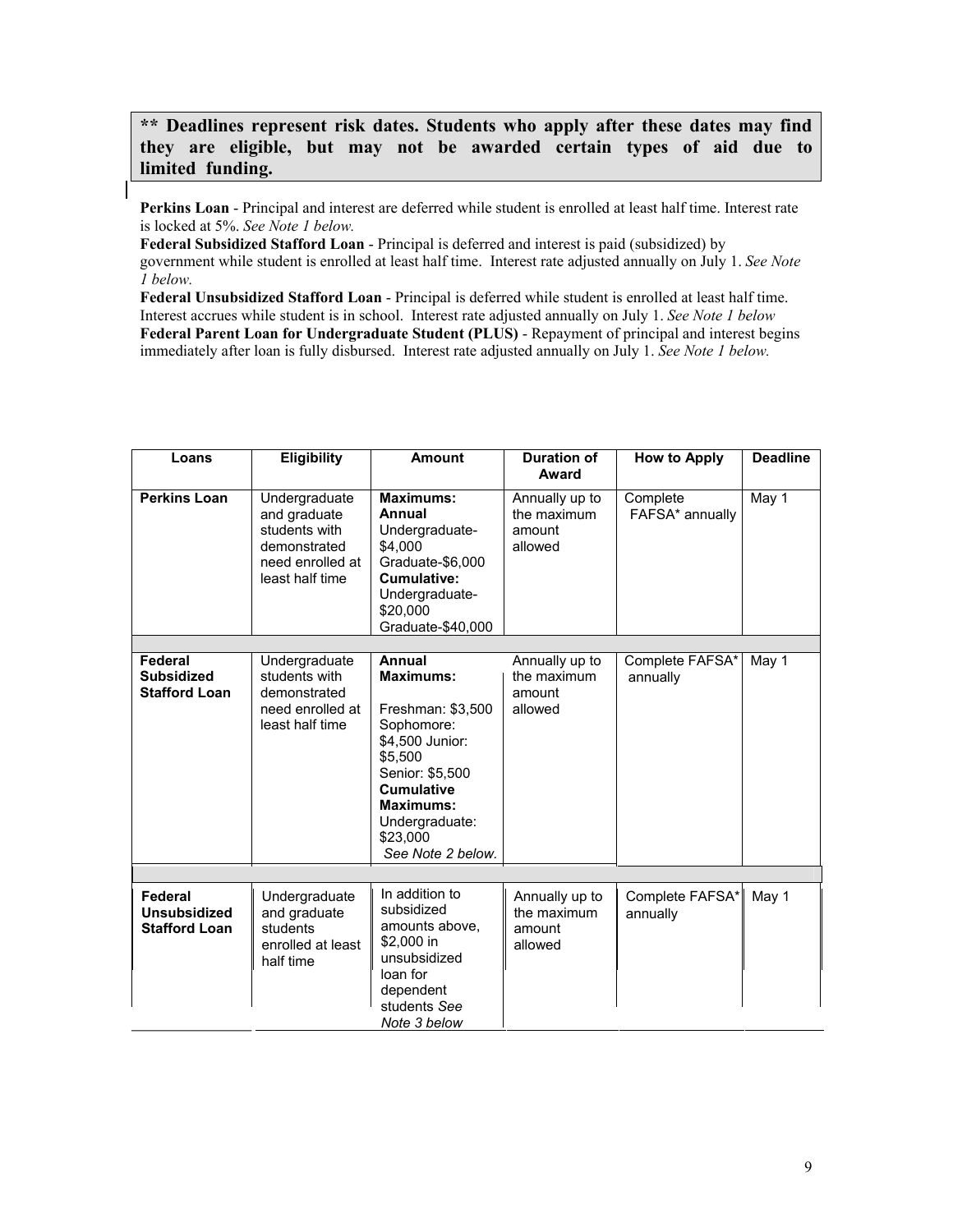**\*\* Deadlines represent risk dates. Students who apply after these dates may find they are eligible, but may not be awarded certain types of aid due to limited funding.**

**Perkins Loan** - Principal and interest are deferred while student is enrolled at least half time. Interest rate is locked at 5%. *See Note 1 below.*
**Federal Subsidized Stafford Loan** - Principal is deferred and interest is paid (subsidized) by government while student is enrolled at least half time. Interest rate adjusted annually on July 1. *See Note 1 below.*
**Federal Unsubsidized Stafford Loan** - Principal is deferred while student is enrolled at least half time. Interest accrues while student is in school. Interest rate adjusted annually on July 1. *See Note 1 below*
**Federal Parent Loan for Undergraduate Student (PLUS)** - Repayment of principal and interest begins immediately after loan is fully disbursed. Interest rate adjusted annually on July 1. *See Note 1 below.*

| Loans | Eligibility | Amount | Duration of Award | How to Apply | Deadline |
|---|---|---|---|---|---|
| **Perkins Loan** | Undergraduate and graduate students with demonstrated need enrolled at least half time | **Maximums: Annual** Undergraduate-$4,000 Graduate-$6,000 **Cumulative:** Undergraduate-$20,000 Graduate-$40,000 | Annually up to the maximum amount allowed | Complete FAFSA* annually | May 1 |
| **Federal Subsidized Stafford Loan** | Undergraduate students with demonstrated need enrolled at least half time | **Annual Maximums:** Freshman: $3,500 Sophomore: $4,500 Junior: $5,500 Senior: $5,500 **Cumulative Maximums:** Undergraduate: $23,000 *See Note 2 below.* | Annually up to the maximum amount allowed | Complete FAFSA* annually | May 1 |
| **Federal Unsubsidized Stafford Loan** | Undergraduate and graduate students enrolled at least half time | In addition to subsidized amounts above, $2,000 in unsubsidized loan for dependent students *See Note 3 below* | Annually up to the maximum amount allowed | Complete FAFSA* annually | May 1 |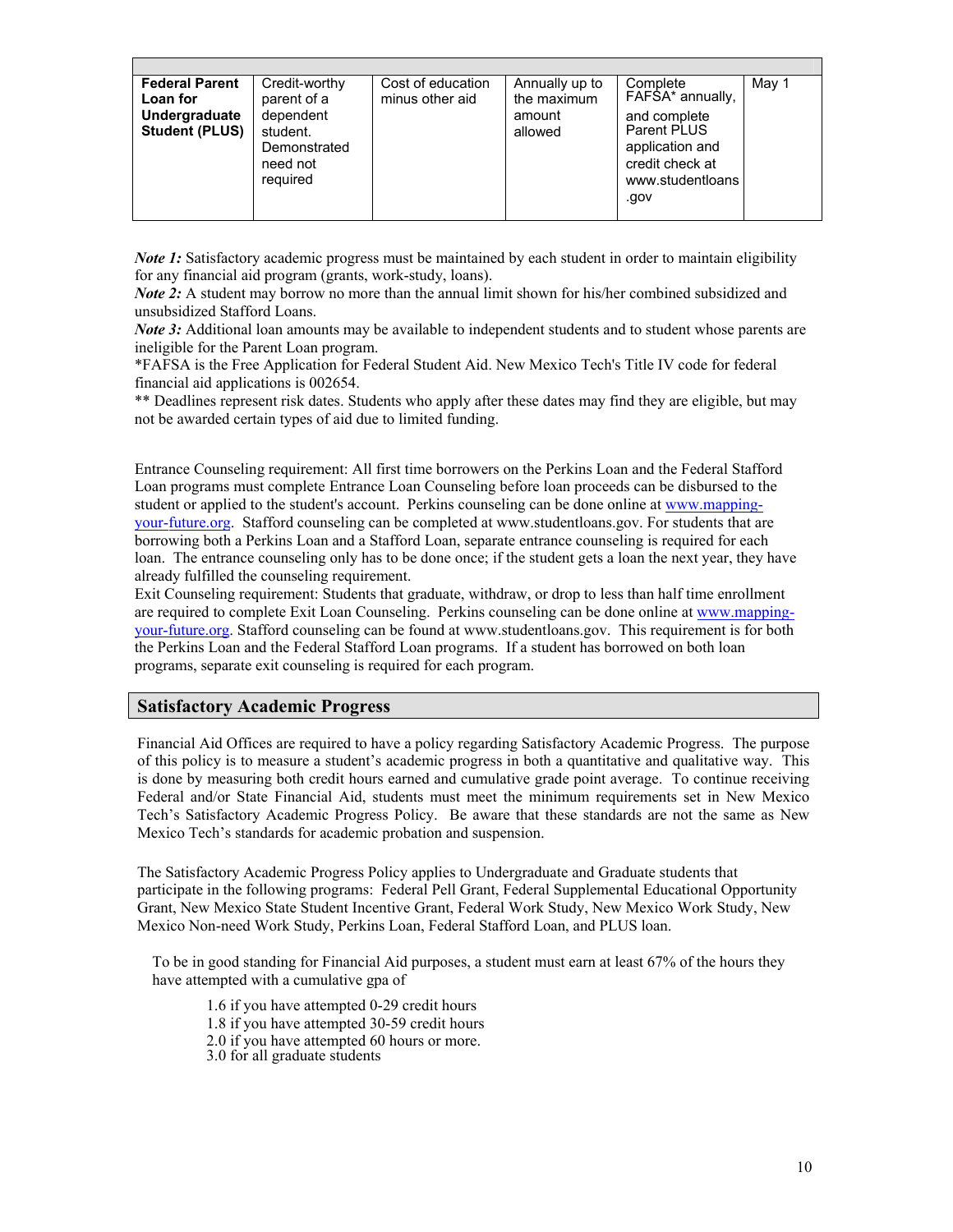| | | | | | |
|---|---|---|---|---|---|
| **Federal Parent Loan for Undergraduate Student (PLUS)** | Credit-worthy parent of a dependent student. Demonstrated need not required | Cost of education minus other aid | Annually up to the maximum amount allowed | Complete FAFSA* annually, and complete Parent PLUS application and credit check at www.studentloans.gov | May 1 |

*Note 1:* Satisfactory academic progress must be maintained by each student in order to maintain eligibility for any financial aid program (grants, work-study, loans).
*Note 2:* A student may borrow no more than the annual limit shown for his/her combined subsidized and unsubsidized Stafford Loans.
*Note 3:* Additional loan amounts may be available to independent students and to student whose parents are ineligible for the Parent Loan program.
*FAFSA is the Free Application for Federal Student Aid. New Mexico Tech's Title IV code for federal financial aid applications is 002654.
** Deadlines represent risk dates. Students who apply after these dates may find they are eligible, but may not be awarded certain types of aid due to limited funding.

Entrance Counseling requirement: All first time borrowers on the Perkins Loan and the Federal Stafford Loan programs must complete Entrance Loan Counseling before loan proceeds can be disbursed to the student or applied to the student's account. Perkins counseling can be done online at www.mapping-your-future.org. Stafford counseling can be completed at www.studentloans.gov. For students that are borrowing both a Perkins Loan and a Stafford Loan, separate entrance counseling is required for each loan. The entrance counseling only has to be done once; if the student gets a loan the next year, they have already fulfilled the counseling requirement.
Exit Counseling requirement: Students that graduate, withdraw, or drop to less than half time enrollment are required to complete Exit Loan Counseling. Perkins counseling can be done online at www.mapping-your-future.org. Stafford counseling can be found at www.studentloans.gov. This requirement is for both the Perkins Loan and the Federal Stafford Loan programs. If a student has borrowed on both loan programs, separate exit counseling is required for each program.

## Satisfactory Academic Progress

Financial Aid Offices are required to have a policy regarding Satisfactory Academic Progress. The purpose of this policy is to measure a student's academic progress in both a quantitative and qualitative way. This is done by measuring both credit hours earned and cumulative grade point average. To continue receiving Federal and/or State Financial Aid, students must meet the minimum requirements set in New Mexico Tech's Satisfactory Academic Progress Policy. Be aware that these standards are not the same as New Mexico Tech's standards for academic probation and suspension.

The Satisfactory Academic Progress Policy applies to Undergraduate and Graduate students that participate in the following programs: Federal Pell Grant, Federal Supplemental Educational Opportunity Grant, New Mexico State Student Incentive Grant, Federal Work Study, New Mexico Work Study, New Mexico Non-need Work Study, Perkins Loan, Federal Stafford Loan, and PLUS loan.

To be in good standing for Financial Aid purposes, a student must earn at least 67% of the hours they have attempted with a cumulative gpa of

- 1.6 if you have attempted 0-29 credit hours
- 1.8 if you have attempted 30-59 credit hours
- 2.0 if you have attempted 60 hours or more.
- 3.0 for all graduate students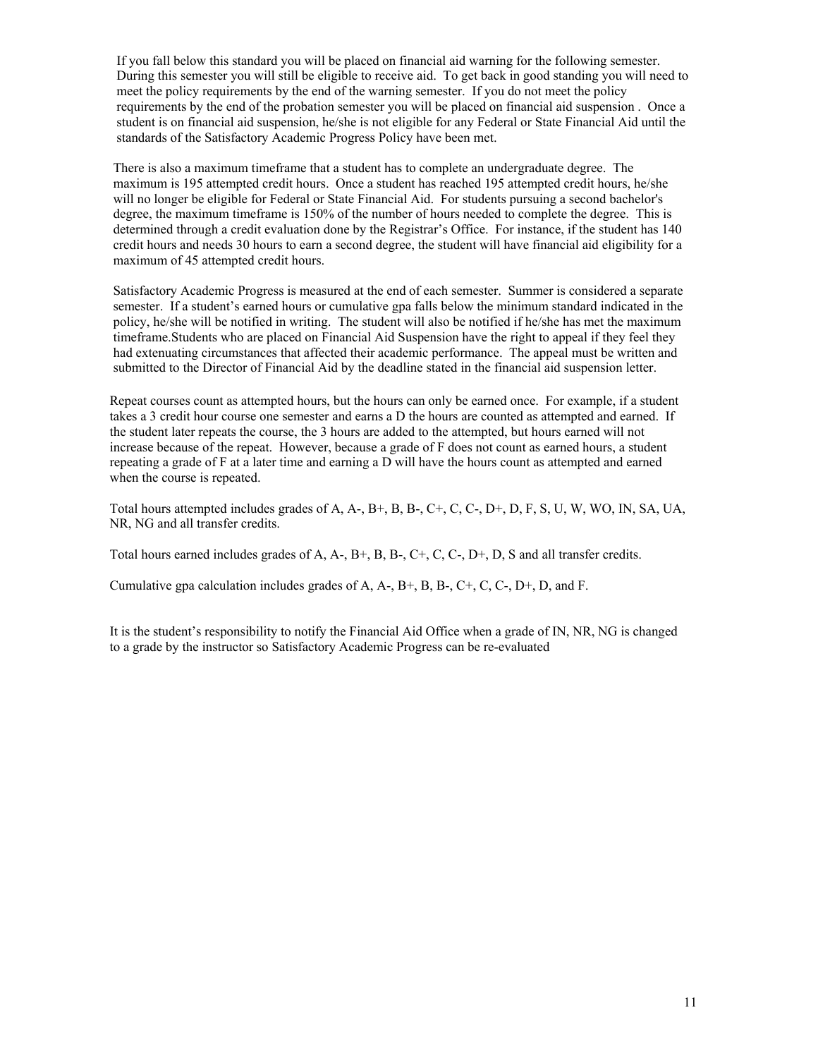If you fall below this standard you will be placed on financial aid warning for the following semester. During this semester you will still be eligible to receive aid. To get back in good standing you will need to meet the policy requirements by the end of the warning semester. If you do not meet the policy requirements by the end of the probation semester you will be placed on financial aid suspension . Once a student is on financial aid suspension, he/she is not eligible for any Federal or State Financial Aid until the standards of the Satisfactory Academic Progress Policy have been met.

There is also a maximum timeframe that a student has to complete an undergraduate degree. The maximum is 195 attempted credit hours. Once a student has reached 195 attempted credit hours, he/she will no longer be eligible for Federal or State Financial Aid. For students pursuing a second bachelor's degree, the maximum timeframe is 150% of the number of hours needed to complete the degree. This is determined through a credit evaluation done by the Registrar's Office. For instance, if the student has 140 credit hours and needs 30 hours to earn a second degree, the student will have financial aid eligibility for a maximum of 45 attempted credit hours.

Satisfactory Academic Progress is measured at the end of each semester. Summer is considered a separate semester. If a student's earned hours or cumulative gpa falls below the minimum standard indicated in the policy, he/she will be notified in writing. The student will also be notified if he/she has met the maximum timeframe.Students who are placed on Financial Aid Suspension have the right to appeal if they feel they had extenuating circumstances that affected their academic performance. The appeal must be written and submitted to the Director of Financial Aid by the deadline stated in the financial aid suspension letter.

Repeat courses count as attempted hours, but the hours can only be earned once. For example, if a student takes a 3 credit hour course one semester and earns a D the hours are counted as attempted and earned. If the student later repeats the course, the 3 hours are added to the attempted, but hours earned will not increase because of the repeat. However, because a grade of F does not count as earned hours, a student repeating a grade of F at a later time and earning a D will have the hours count as attempted and earned when the course is repeated.

Total hours attempted includes grades of A, A-, B+, B, B-, C+, C, C-, D+, D, F, S, U, W, WO, IN, SA, UA, NR, NG and all transfer credits.

Total hours earned includes grades of A, A-, B+, B, B-, C+, C, C-, D+, D, S and all transfer credits.

Cumulative gpa calculation includes grades of A, A-, B+, B, B-, C+, C, C-, D+, D, and F.

It is the student's responsibility to notify the Financial Aid Office when a grade of IN, NR, NG is changed to a grade by the instructor so Satisfactory Academic Progress can be re-evaluated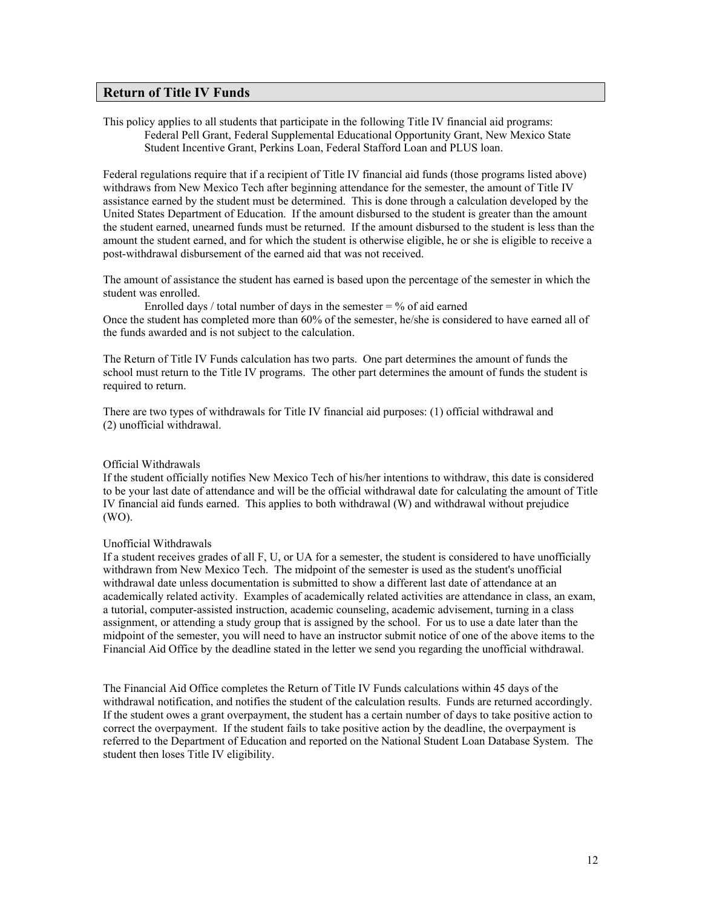## Return of Title IV Funds

This policy applies to all students that participate in the following Title IV financial aid programs:

Federal Pell Grant, Federal Supplemental Educational Opportunity Grant, New Mexico State Student Incentive Grant, Perkins Loan, Federal Stafford Loan and PLUS loan.

Federal regulations require that if a recipient of Title IV financial aid funds (those programs listed above) withdraws from New Mexico Tech after beginning attendance for the semester, the amount of Title IV assistance earned by the student must be determined. This is done through a calculation developed by the United States Department of Education. If the amount disbursed to the student is greater than the amount the student earned, unearned funds must be returned. If the amount disbursed to the student is less than the amount the student earned, and for which the student is otherwise eligible, he or she is eligible to receive a post-withdrawal disbursement of the earned aid that was not received.

The amount of assistance the student has earned is based upon the percentage of the semester in which the student was enrolled.

Enrolled days / total number of days in the semester = % of aid earned

Once the student has completed more than 60% of the semester, he/she is considered to have earned all of the funds awarded and is not subject to the calculation.

The Return of Title IV Funds calculation has two parts. One part determines the amount of funds the school must return to the Title IV programs. The other part determines the amount of funds the student is required to return.

There are two types of withdrawals for Title IV financial aid purposes: (1) official withdrawal and (2) unofficial withdrawal.

Official Withdrawals

If the student officially notifies New Mexico Tech of his/her intentions to withdraw, this date is considered to be your last date of attendance and will be the official withdrawal date for calculating the amount of Title IV financial aid funds earned. This applies to both withdrawal (W) and withdrawal without prejudice (WO).

Unofficial Withdrawals

If a student receives grades of all F, U, or UA for a semester, the student is considered to have unofficially withdrawn from New Mexico Tech. The midpoint of the semester is used as the student's unofficial withdrawal date unless documentation is submitted to show a different last date of attendance at an academically related activity. Examples of academically related activities are attendance in class, an exam, a tutorial, computer-assisted instruction, academic counseling, academic advisement, turning in a class assignment, or attending a study group that is assigned by the school. For us to use a date later than the midpoint of the semester, you will need to have an instructor submit notice of one of the above items to the Financial Aid Office by the deadline stated in the letter we send you regarding the unofficial withdrawal.

The Financial Aid Office completes the Return of Title IV Funds calculations within 45 days of the withdrawal notification, and notifies the student of the calculation results. Funds are returned accordingly. If the student owes a grant overpayment, the student has a certain number of days to take positive action to correct the overpayment. If the student fails to take positive action by the deadline, the overpayment is referred to the Department of Education and reported on the National Student Loan Database System. The student then loses Title IV eligibility.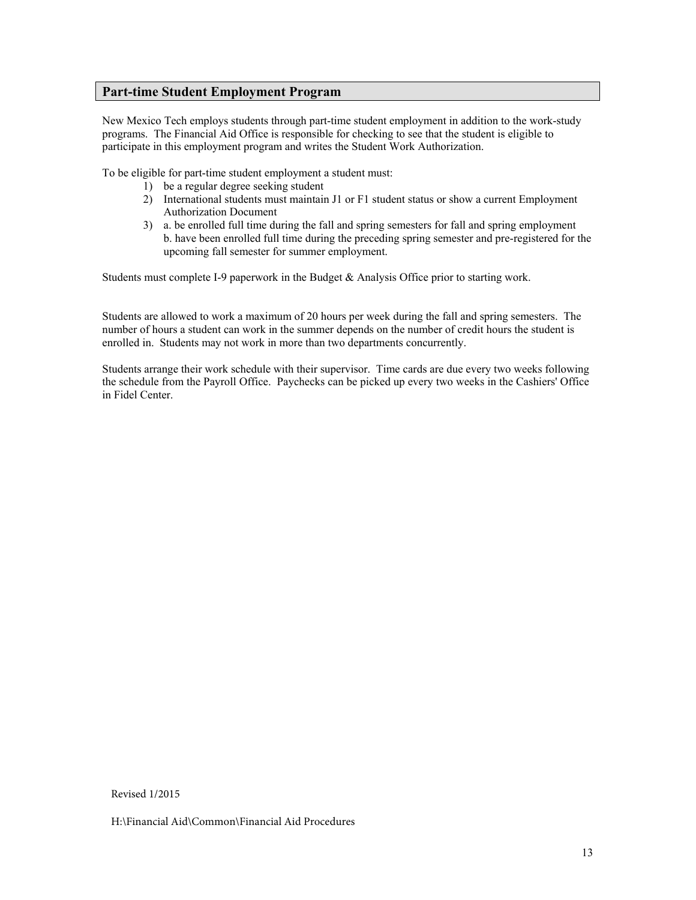## Part-time Student Employment Program

New Mexico Tech employs students through part-time student employment in addition to the work-study programs. The Financial Aid Office is responsible for checking to see that the student is eligible to participate in this employment program and writes the Student Work Authorization.

To be eligible for part-time student employment a student must:

1) be a regular degree seeking student
2) International students must maintain J1 or F1 student status or show a current Employment Authorization Document
3) a. be enrolled full time during the fall and spring semesters for fall and spring employment
   b. have been enrolled full time during the preceding spring semester and pre-registered for the upcoming fall semester for summer employment.

Students must complete I-9 paperwork in the Budget & Analysis Office prior to starting work.

Students are allowed to work a maximum of 20 hours per week during the fall and spring semesters. The number of hours a student can work in the summer depends on the number of credit hours the student is enrolled in. Students may not work in more than two departments concurrently.

Students arrange their work schedule with their supervisor. Time cards are due every two weeks following the schedule from the Payroll Office. Paychecks can be picked up every two weeks in the Cashiers' Office in Fidel Center.

Revised 1/2015

H:\Financial Aid\Common\Financial Aid Procedures